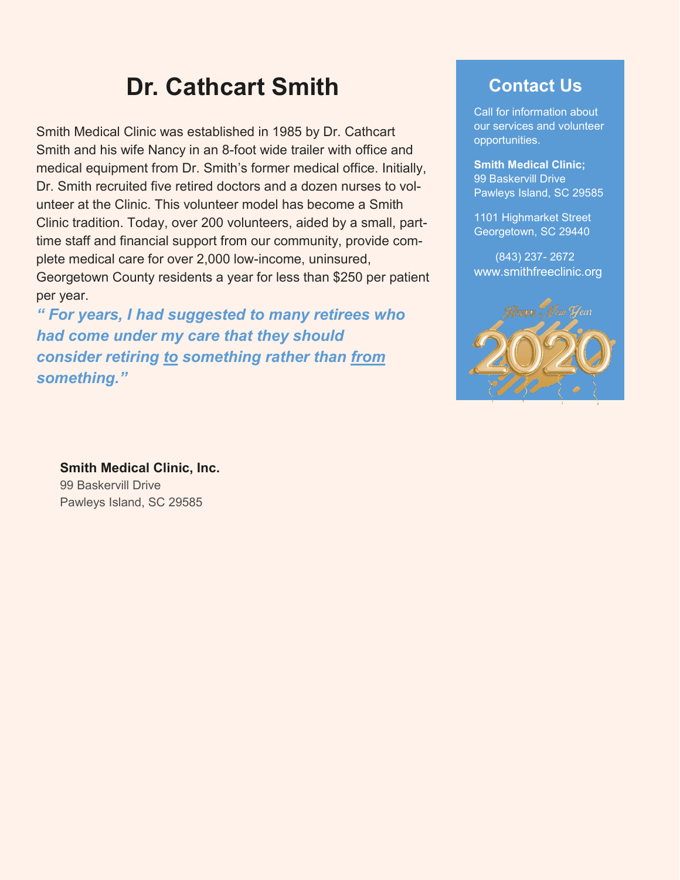# Dr. Cathcart Smith

Smith Medical Clinic was established in 1985 by Dr. Cathcart Smith and his wife Nancy in an 8-foot wide trailer with office and medical equipment from Dr. Smith's former medical office. Initially, Dr. Smith recruited five retired doctors and a dozen nurses to volunteer at the Clinic. This volunteer model has become a Smith Clinic tradition. Today, over 200 volunteers, aided by a small, part-time staff and financial support from our community, provide complete medical care for over 2,000 low-income, uninsured, Georgetown County residents a year for less than $250 per patient per year.

***" For years, I had suggested to many retirees who had come under my care that they should consider retiring <u>to</u> something rather than <u>from</u> something."***

## Contact Us

Call for information about our services and volunteer opportunities.

**Smith Medical Clinic;**
99 Baskervill Drive
Pawleys Island, SC 29585

1101 Highmarket Street
Georgetown, SC 29440

(843) 237- 2672
www.smithfreeclinic.org

Happy New Year 2020

**Smith Medical Clinic, Inc.**
99 Baskervill Drive
Pawleys Island, SC 29585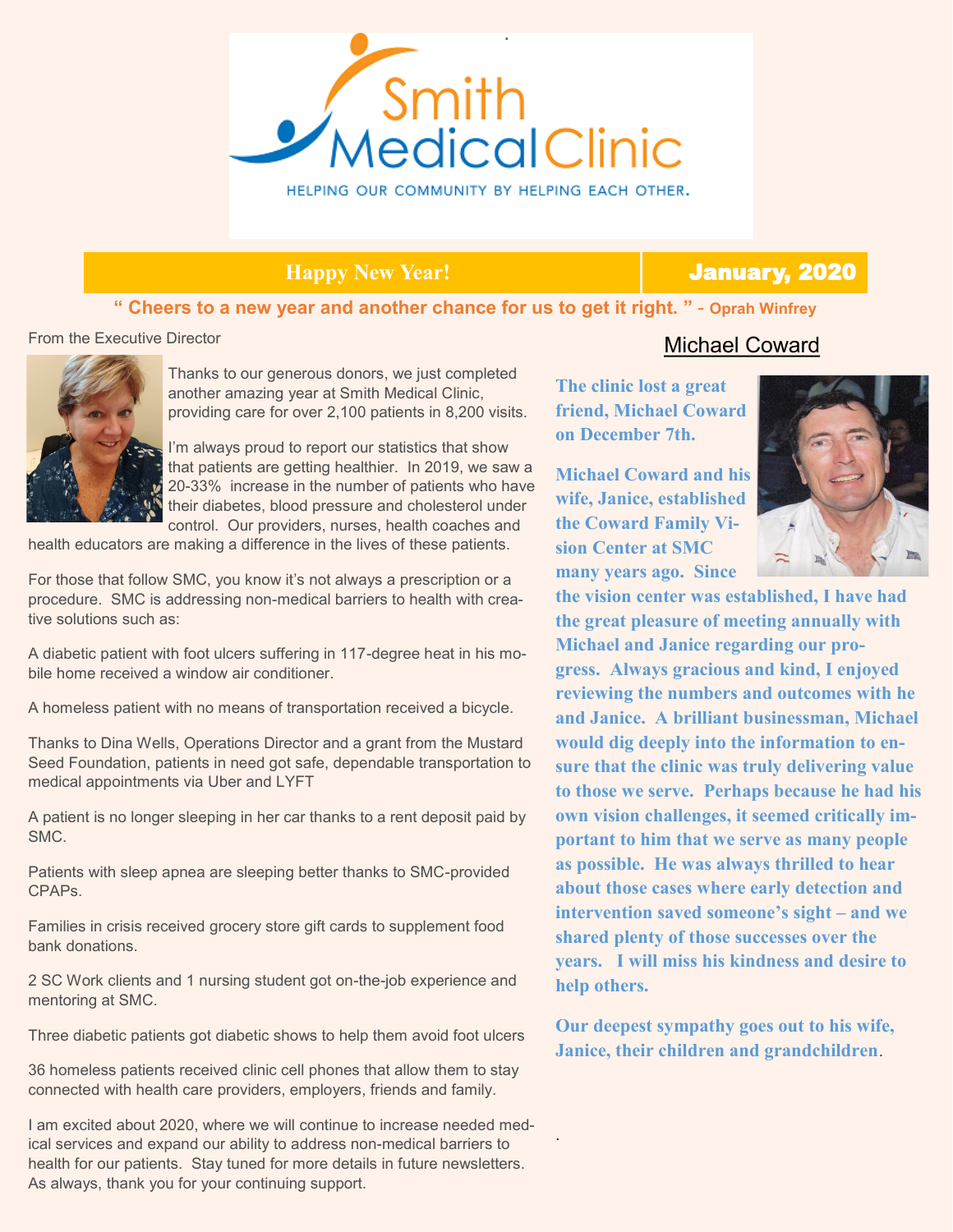# Smith Medical Clinic

HELPING OUR COMMUNITY BY HELPING EACH OTHER.

**Happy New Year!** | **January, 2020**

**" Cheers to a new year and another chance for us to get it right. " - Oprah Winfrey**

From the Executive Director

Thanks to our generous donors, we just completed another amazing year at Smith Medical Clinic, providing care for over 2,100 patients in 8,200 visits.

I'm always proud to report our statistics that show that patients are getting healthier. In 2019, we saw a 20-33% increase in the number of patients who have their diabetes, blood pressure and cholesterol under control. Our providers, nurses, health coaches and health educators are making a difference in the lives of these patients.

For those that follow SMC, you know it's not always a prescription or a procedure. SMC is addressing non-medical barriers to health with creative solutions such as:

A diabetic patient with foot ulcers suffering in 117-degree heat in his mobile home received a window air conditioner.

A homeless patient with no means of transportation received a bicycle.

Thanks to Dina Wells, Operations Director and a grant from the Mustard Seed Foundation, patients in need got safe, dependable transportation to medical appointments via Uber and LYFT

A patient is no longer sleeping in her car thanks to a rent deposit paid by SMC.

Patients with sleep apnea are sleeping better thanks to SMC-provided CPAPs.

Families in crisis received grocery store gift cards to supplement food bank donations.

2 SC Work clients and 1 nursing student got on-the-job experience and mentoring at SMC.

Three diabetic patients got diabetic shows to help them avoid foot ulcers

36 homeless patients received clinic cell phones that allow them to stay connected with health care providers, employers, friends and family.

I am excited about 2020, where we will continue to increase needed medical services and expand our ability to address non-medical barriers to health for our patients. Stay tuned for more details in future newsletters. As always, thank you for your continuing support.

## Michael Coward

**The clinic lost a great friend, Michael Coward on December 7th.**

**Michael Coward and his wife, Janice, established the Coward Family Vision Center at SMC many years ago. Since the vision center was established, I have had the great pleasure of meeting annually with Michael and Janice regarding our progress. Always gracious and kind, I enjoyed reviewing the numbers and outcomes with he and Janice. A brilliant businessman, Michael would dig deeply into the information to ensure that the clinic was truly delivering value to those we serve. Perhaps because he had his own vision challenges, it seemed critically important to him that we serve as many people as possible. He was always thrilled to hear about those cases where early detection and intervention saved someone's sight – and we shared plenty of those successes over the years. I will miss his kindness and desire to help others.**

**Our deepest sympathy goes out to his wife, Janice, their children and grandchildren.**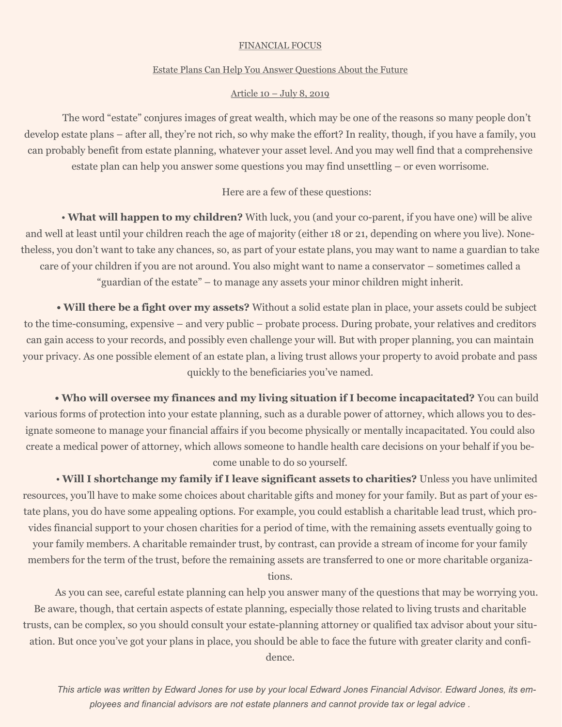FINANCIAL FOCUS

## Estate Plans Can Help You Answer Questions About the Future

Article 10 – July 8, 2019

The word "estate" conjures images of great wealth, which may be one of the reasons so many people don't develop estate plans – after all, they're not rich, so why make the effort? In reality, though, if you have a family, you can probably benefit from estate planning, whatever your asset level. And you may well find that a comprehensive estate plan can help you answer some questions you may find unsettling – or even worrisome.

Here are a few of these questions:

- **What will happen to my children?** With luck, you (and your co-parent, if you have one) will be alive and well at least until your children reach the age of majority (either 18 or 21, depending on where you live). Nonetheless, you don't want to take any chances, so, as part of your estate plans, you may want to name a guardian to take care of your children if you are not around. You also might want to name a conservator – sometimes called a "guardian of the estate" – to manage any assets your minor children might inherit.

- **Will there be a fight over my assets?** Without a solid estate plan in place, your assets could be subject to the time-consuming, expensive – and very public – probate process. During probate, your relatives and creditors can gain access to your records, and possibly even challenge your will. But with proper planning, you can maintain your privacy. As one possible element of an estate plan, a living trust allows your property to avoid probate and pass quickly to the beneficiaries you've named.

- **Who will oversee my finances and my living situation if I become incapacitated?** You can build various forms of protection into your estate planning, such as a durable power of attorney, which allows you to designate someone to manage your financial affairs if you become physically or mentally incapacitated. You could also create a medical power of attorney, which allows someone to handle health care decisions on your behalf if you become unable to do so yourself.

- **Will I shortchange my family if I leave significant assets to charities?** Unless you have unlimited resources, you'll have to make some choices about charitable gifts and money for your family. But as part of your estate plans, you do have some appealing options. For example, you could establish a charitable lead trust, which provides financial support to your chosen charities for a period of time, with the remaining assets eventually going to your family members. A charitable remainder trust, by contrast, can provide a stream of income for your family members for the term of the trust, before the remaining assets are transferred to one or more charitable organizations.

As you can see, careful estate planning can help you answer many of the questions that may be worrying you. Be aware, though, that certain aspects of estate planning, especially those related to living trusts and charitable trusts, can be complex, so you should consult your estate-planning attorney or qualified tax advisor about your situation. But once you've got your plans in place, you should be able to face the future with greater clarity and confidence.

*This article was written by Edward Jones for use by your local Edward Jones Financial Advisor. Edward Jones, its employees and financial advisors are not estate planners and cannot provide tax or legal advice .*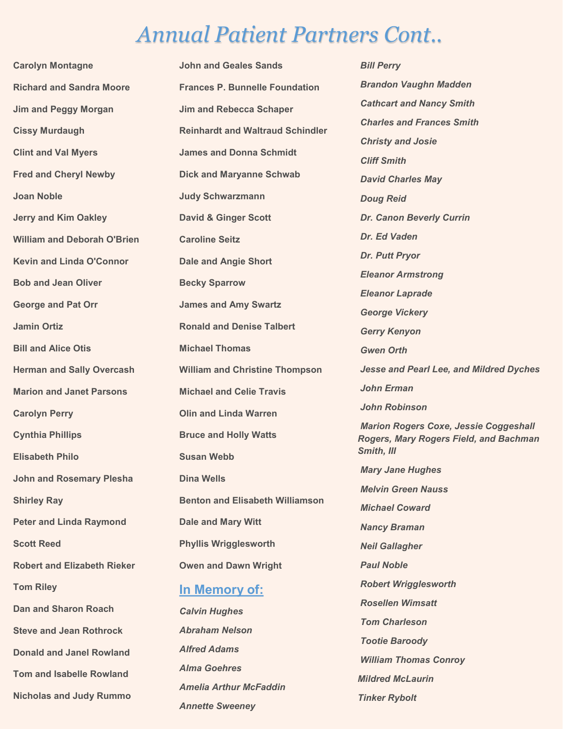# Annual Patient Partners Cont..

**Carolyn Montagne**

**Richard and Sandra Moore**

**Jim and Peggy Morgan**

**Cissy Murdaugh**

**Clint and Val Myers**

**Fred and Cheryl Newby**

**Joan Noble**

**Jerry and Kim Oakley**

**William and Deborah O'Brien**

**Kevin and Linda O'Connor**

**Bob and Jean Oliver**

**George and Pat Orr**

**Jamin Ortiz**

**Bill and Alice Otis**

**Herman and Sally Overcash**

**Marion and Janet Parsons**

**Carolyn Perry**

**Cynthia Phillips**

**Elisabeth Philo**

**John and Rosemary Plesha**

**Shirley Ray**

**Peter and Linda Raymond**

**Scott Reed**

**Robert and Elizabeth Rieker**

**Tom Riley**

**Dan and Sharon Roach**

**Steve and Jean Rothrock**

**Donald and Janel Rowland**

**Tom and Isabelle Rowland**

**Nicholas and Judy Rummo**

**John and Geales Sands**

**Frances P. Bunnelle Foundation**

**Jim and Rebecca Schaper**

**Reinhardt and Waltraud Schindler**

**James and Donna Schmidt**

**Dick and Maryanne Schwab**

**Judy Schwarzmann**

**David & Ginger Scott**

**Caroline Seitz**

**Dale and Angie Short**

**Becky Sparrow**

**James and Amy Swartz**

**Ronald and Denise Talbert**

**Michael Thomas**

**William and Christine Thompson**

**Michael and Celie Travis**

**Olin and Linda Warren**

**Bruce and Holly Watts**

**Susan Webb**

**Dina Wells**

**Benton and Elisabeth Williamson**

**Dale and Mary Witt**

**Phyllis Wrigglesworth**

**Owen and Dawn Wright**

## In Memory of:

***Calvin Hughes***

***Abraham Nelson***

***Alfred Adams***

***Alma Goehres***

***Amelia Arthur McFaddin***

***Annette Sweeney***

***Bill Perry***

***Brandon Vaughn Madden***

***Cathcart and Nancy Smith***

***Charles and Frances Smith***

***Christy and Josie***

***Cliff Smith***

***David Charles May***

***Doug Reid***

***Dr. Canon Beverly Currin***

***Dr. Ed Vaden***

***Dr. Putt Pryor***

***Eleanor Armstrong***

***Eleanor Laprade***

***George Vickery***

***Gerry Kenyon***

***Gwen Orth***

***Jesse and Pearl Lee, and Mildred Dyches***

***John Erman***

***John Robinson***

***Marion Rogers Coxe, Jessie Coggeshall Rogers, Mary Rogers Field, and Bachman Smith, III***

***Mary Jane Hughes***

***Melvin Green Nauss***

***Michael Coward***

***Nancy Braman***

***Neil Gallagher***

***Paul Noble***

***Robert Wrigglesworth***

***Rosellen Wimsatt***

***Tom Charleson***

***Tootie Baroody***

***William Thomas Conroy***

***Mildred McLaurin***

***Tinker Rybolt***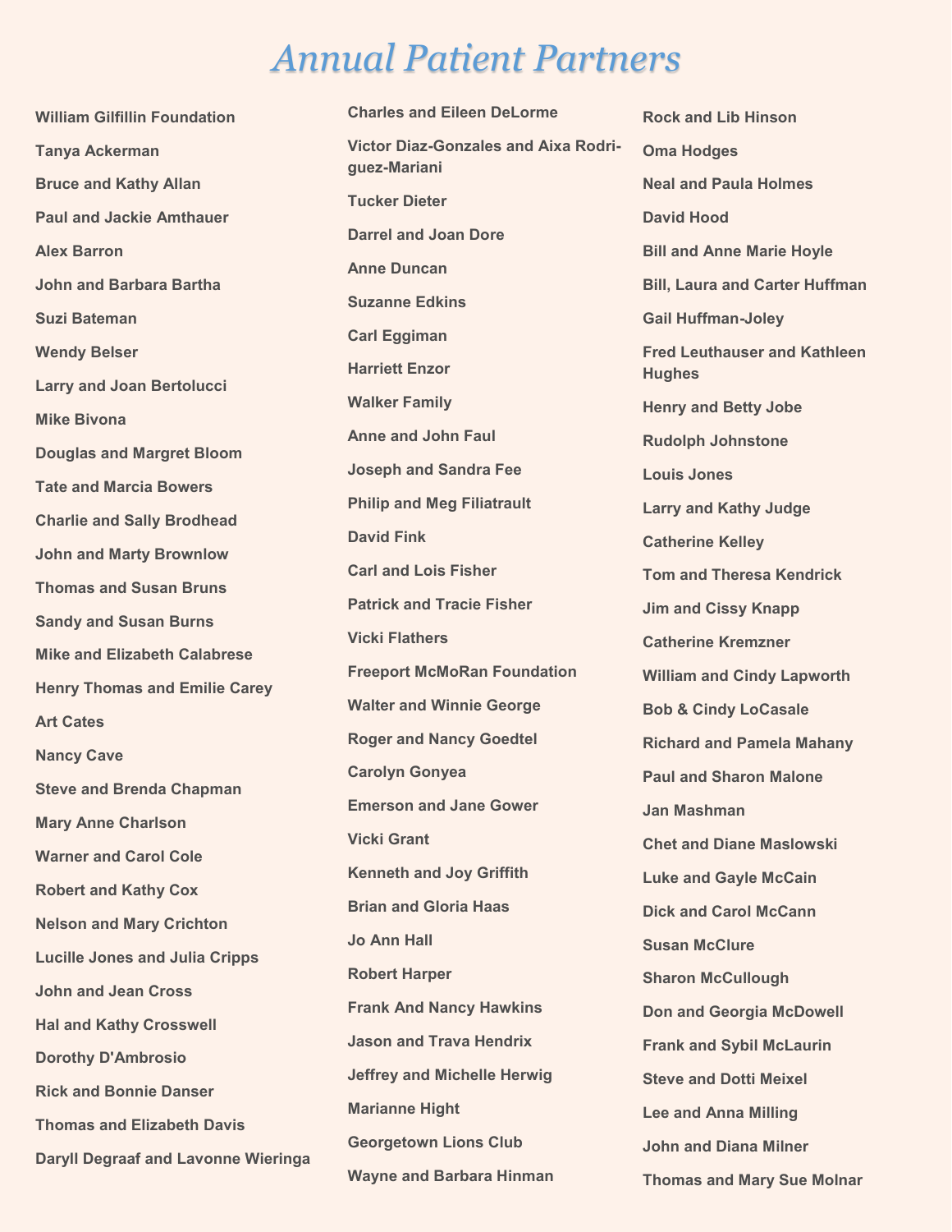# *Annual Patient Partners*

**William Gilfillin Foundation**

**Tanya Ackerman**

**Bruce and Kathy Allan**

**Paul and Jackie Amthauer**

**Alex Barron**

**John and Barbara Bartha**

**Suzi Bateman**

**Wendy Belser**

**Larry and Joan Bertolucci**

**Mike Bivona**

**Douglas and Margret Bloom**

**Tate and Marcia Bowers**

**Charlie and Sally Brodhead**

**John and Marty Brownlow**

**Thomas and Susan Bruns**

**Sandy and Susan Burns**

**Mike and Elizabeth Calabrese**

**Henry Thomas and Emilie Carey**

**Art Cates**

**Nancy Cave**

**Steve and Brenda Chapman**

**Mary Anne Charlson**

**Warner and Carol Cole**

**Robert and Kathy Cox**

**Nelson and Mary Crichton**

**Lucille Jones and Julia Cripps**

**John and Jean Cross**

**Hal and Kathy Crosswell**

**Dorothy D'Ambrosio**

**Rick and Bonnie Danser**

**Thomas and Elizabeth Davis**

**Daryll Degraaf and Lavonne Wieringa**

**Charles and Eileen DeLorme**

**Victor Diaz-Gonzales and Aixa Rodriguez-Mariani**

**Tucker Dieter**

**Darrel and Joan Dore**

**Anne Duncan**

**Suzanne Edkins**

**Carl Eggiman**

**Harriett Enzor**

**Walker Family**

**Anne and John Faul**

**Joseph and Sandra Fee**

**Philip and Meg Filiatrault**

**David Fink**

**Carl and Lois Fisher**

**Patrick and Tracie Fisher**

**Vicki Flathers**

**Freeport McMoRan Foundation**

**Walter and Winnie George**

**Roger and Nancy Goedtel**

**Carolyn Gonyea**

**Emerson and Jane Gower**

**Vicki Grant**

**Kenneth and Joy Griffith**

**Brian and Gloria Haas**

**Jo Ann Hall**

**Robert Harper**

**Frank And Nancy Hawkins**

**Jason and Trava Hendrix**

**Jeffrey and Michelle Herwig**

**Marianne Hight**

**Georgetown Lions Club**

**Wayne and Barbara Hinman**

**Rock and Lib Hinson**

**Oma Hodges**

**Neal and Paula Holmes**

**David Hood**

**Bill and Anne Marie Hoyle**

**Bill, Laura and Carter Huffman**

**Gail Huffman-Joley**

**Fred Leuthauser and Kathleen Hughes**

**Henry and Betty Jobe**

**Rudolph Johnstone**

**Louis Jones**

**Larry and Kathy Judge**

**Catherine Kelley**

**Tom and Theresa Kendrick**

**Jim and Cissy Knapp**

**Catherine Kremzner**

**William and Cindy Lapworth**

**Bob & Cindy LoCasale**

**Richard and Pamela Mahany**

**Paul and Sharon Malone**

**Jan Mashman**

**Chet and Diane Maslowski**

**Luke and Gayle McCain**

**Dick and Carol McCann**

**Susan McClure**

**Sharon McCullough**

**Don and Georgia McDowell**

**Frank and Sybil McLaurin**

**Steve and Dotti Meixel**

**Lee and Anna Milling**

**John and Diana Milner**

**Thomas and Mary Sue Molnar**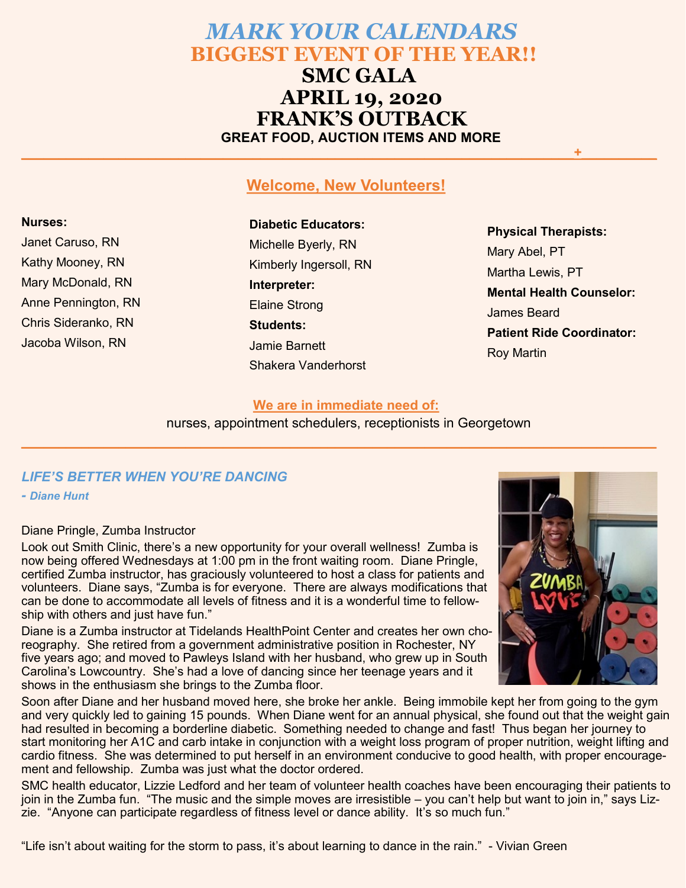# *MARK YOUR CALENDARS*

## BIGGEST EVENT OF THE YEAR!!

## SMC GALA

## APRIL 19, 2020

## FRANK'S OUTBACK

**GREAT FOOD, AUCTION ITEMS AND MORE**

---

## Welcome, New Volunteers!

**Nurses:**

Janet Caruso, RN

Kathy Mooney, RN

Mary McDonald, RN

Anne Pennington, RN

Chris Sideranko, RN

Jacoba Wilson, RN

**Diabetic Educators:**

Michelle Byerly, RN

Kimberly Ingersoll, RN

**Interpreter:**

Elaine Strong

**Students:**

Jamie Barnett

Shakera Vanderhorst

**Physical Therapists:**

Mary Abel, PT

Martha Lewis, PT

**Mental Health Counselor:**

James Beard

**Patient Ride Coordinator:**

Roy Martin

**We are in immediate need of:**

nurses, appointment schedulers, receptionists in Georgetown

---

## *LIFE'S BETTER WHEN YOU'RE DANCING*

*- Diane Hunt*

Diane Pringle, Zumba Instructor

Look out Smith Clinic, there's a new opportunity for your overall wellness! Zumba is now being offered Wednesdays at 1:00 pm in the front waiting room. Diane Pringle, certified Zumba instructor, has graciously volunteered to host a class for patients and volunteers. Diane says, "Zumba is for everyone. There are always modifications that can be done to accommodate all levels of fitness and it is a wonderful time to fellowship with others and just have fun."

Diane is a Zumba instructor at Tidelands HealthPoint Center and creates her own choreography. She retired from a government administrative position in Rochester, NY five years ago; and moved to Pawleys Island with her husband, who grew up in South Carolina's Lowcountry. She's had a love of dancing since her teenage years and it shows in the enthusiasm she brings to the Zumba floor.

Soon after Diane and her husband moved here, she broke her ankle. Being immobile kept her from going to the gym and very quickly led to gaining 15 pounds. When Diane went for an annual physical, she found out that the weight gain had resulted in becoming a borderline diabetic. Something needed to change and fast! Thus began her journey to start monitoring her A1C and carb intake in conjunction with a weight loss program of proper nutrition, weight lifting and cardio fitness. She was determined to put herself in an environment conducive to good health, with proper encouragement and fellowship. Zumba was just what the doctor ordered.

SMC health educator, Lizzie Ledford and her team of volunteer health coaches have been encouraging their patients to join in the Zumba fun. "The music and the simple moves are irresistible – you can't help but want to join in," says Lizzie. "Anyone can participate regardless of fitness level or dance ability. It's so much fun."

"Life isn't about waiting for the storm to pass, it's about learning to dance in the rain." - Vivian Green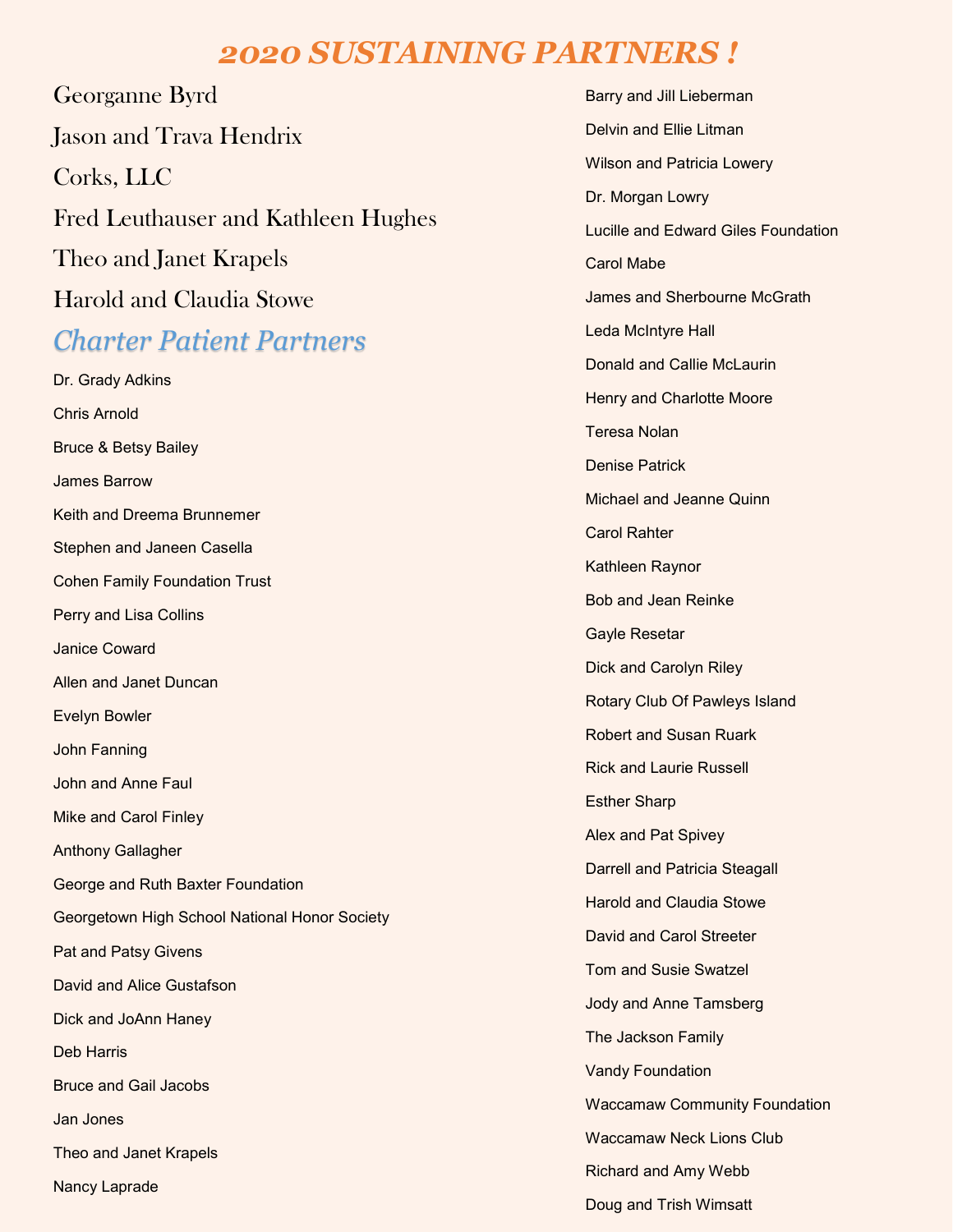# 2020 SUSTAINING PARTNERS !

Georganne Byrd

Jason and Trava Hendrix

Corks, LLC

Fred Leuthauser and Kathleen Hughes

Theo and Janet Krapels

Harold and Claudia Stowe

## Charter Patient Partners

Dr. Grady Adkins

Chris Arnold

Bruce & Betsy Bailey

James Barrow

Keith and Dreema Brunnemer

Stephen and Janeen Casella

Cohen Family Foundation Trust

Perry and Lisa Collins

Janice Coward

Allen and Janet Duncan

Evelyn Bowler

John Fanning

John and Anne Faul

Mike and Carol Finley

Anthony Gallagher

George and Ruth Baxter Foundation

Georgetown High School National Honor Society

Pat and Patsy Givens

David and Alice Gustafson

Dick and JoAnn Haney

Deb Harris

Bruce and Gail Jacobs

Jan Jones

Theo and Janet Krapels

Nancy Laprade

Barry and Jill Lieberman

Delvin and Ellie Litman

Wilson and Patricia Lowery

Dr. Morgan Lowry

Lucille and Edward Giles Foundation

Carol Mabe

James and Sherbourne McGrath

Leda McIntyre Hall

Donald and Callie McLaurin

Henry and Charlotte Moore

Teresa Nolan

Denise Patrick

Michael and Jeanne Quinn

Carol Rahter

Kathleen Raynor

Bob and Jean Reinke

Gayle Resetar

Dick and Carolyn Riley

Rotary Club Of Pawleys Island

Robert and Susan Ruark

Rick and Laurie Russell

Esther Sharp

Alex and Pat Spivey

Darrell and Patricia Steagall

Harold and Claudia Stowe

David and Carol Streeter

Tom and Susie Swatzel

Jody and Anne Tamsberg

The Jackson Family

Vandy Foundation

Waccamaw Community Foundation

Waccamaw Neck Lions Club

Richard and Amy Webb

Doug and Trish Wimsatt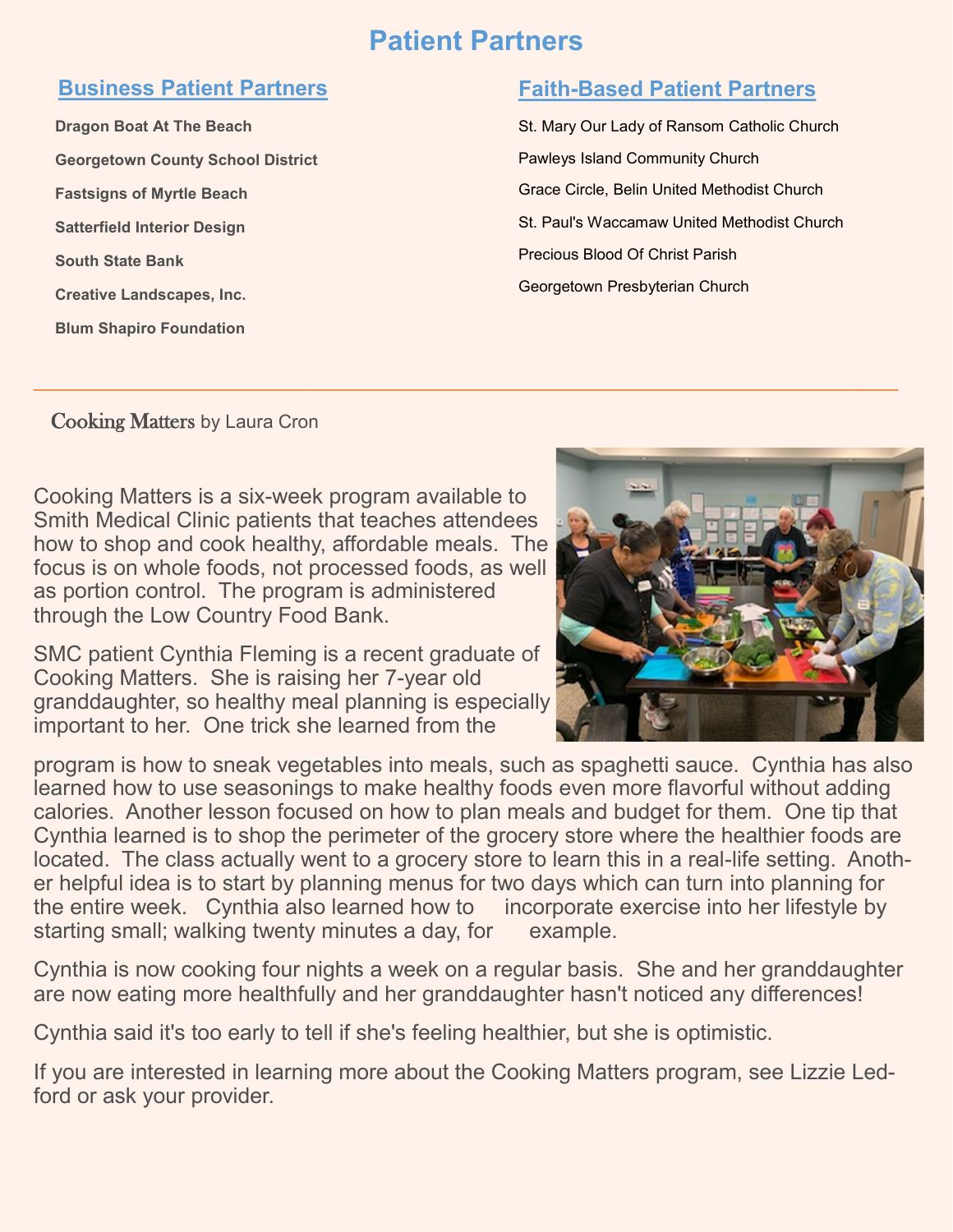# Patient Partners

## Business Patient Partners

**Dragon Boat At The Beach**

**Georgetown County School District**

**Fastsigns of Myrtle Beach**

**Satterfield Interior Design**

**South State Bank**

**Creative Landscapes, Inc.**

**Blum Shapiro Foundation**

## Faith-Based Patient Partners

St. Mary Our Lady of Ransom Catholic Church

Pawleys Island Community Church

Grace Circle, Belin United Methodist Church

St. Paul's Waccamaw United Methodist Church

Precious Blood Of Christ Parish

Georgetown Presbyterian Church

---

## Cooking Matters by Laura Cron

Cooking Matters is a six-week program available to Smith Medical Clinic patients that teaches attendees how to shop and cook healthy, affordable meals. The focus is on whole foods, not processed foods, as well as portion control. The program is administered through the Low Country Food Bank.

SMC patient Cynthia Fleming is a recent graduate of Cooking Matters. She is raising her 7-year old granddaughter, so healthy meal planning is especially important to her. One trick she learned from the program is how to sneak vegetables into meals, such as spaghetti sauce. Cynthia has also learned how to use seasonings to make healthy foods even more flavorful without adding calories. Another lesson focused on how to plan meals and budget for them. One tip that Cynthia learned is to shop the perimeter of the grocery store where the healthier foods are located. The class actually went to a grocery store to learn this in a real-life setting. Another helpful idea is to start by planning menus for two days which can turn into planning for the entire week. Cynthia also learned how to incorporate exercise into her lifestyle by starting small; walking twenty minutes a day, for example.

Cynthia is now cooking four nights a week on a regular basis. She and her granddaughter are now eating more healthfully and her granddaughter hasn't noticed any differences!

Cynthia said it's too early to tell if she's feeling healthier, but she is optimistic.

If you are interested in learning more about the Cooking Matters program, see Lizzie Ledford or ask your provider.